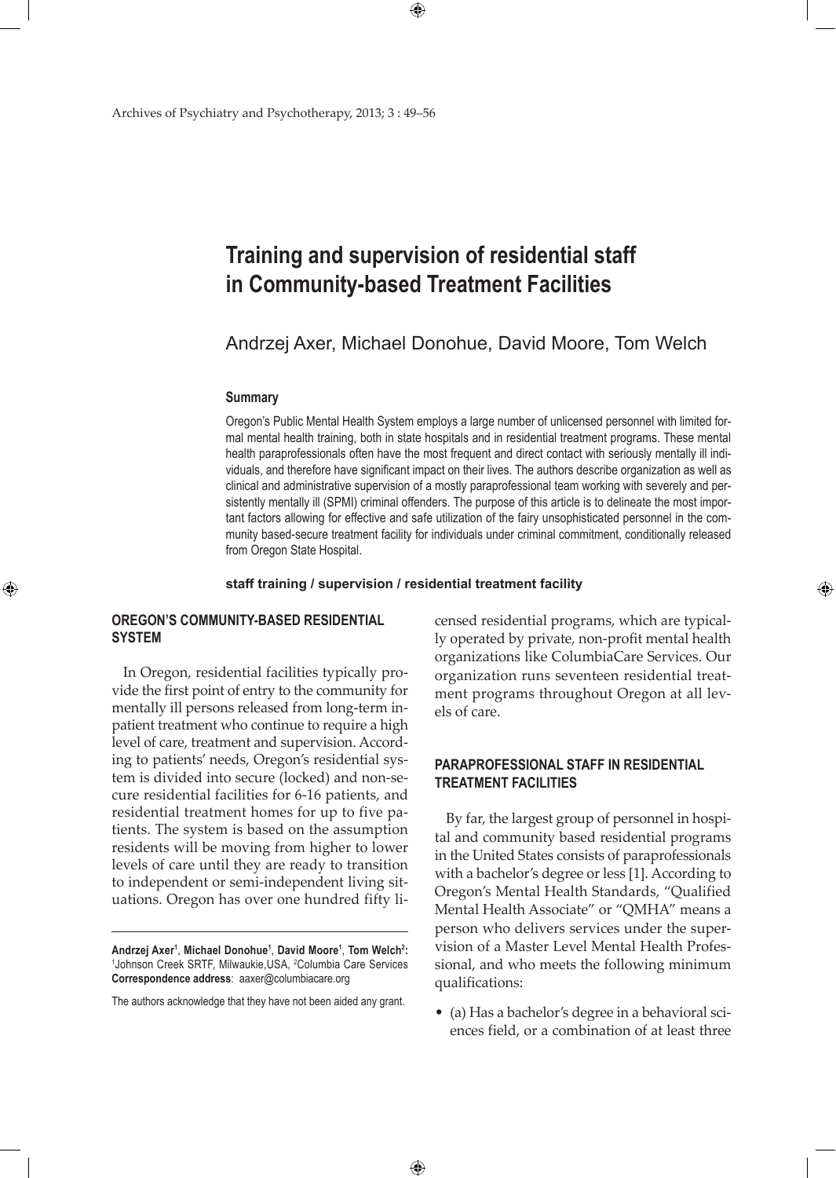# Training and supervision of residential staff in Community-based Treatment Facilities

Andrzej Axer, Michael Donohue, David Moore, Tom Welch

## Summary

Oregon's Public Mental Health System employs a large number of unlicensed personnel with limited formal mental health training, both in state hospitals and in residential treatment programs. These mental health paraprofessionals often have the most frequent and direct contact with seriously mentally ill individuals, and therefore have significant impact on their lives. The authors describe organization as well as clinical and administrative supervision of a mostly paraprofessional team working with severely and persistently mentally ill (SPMI) criminal offenders. The purpose of this article is to delineate the most important factors allowing for effective and safe utilization of the fairy unsophisticated personnel in the community based-secure treatment facility for individuals under criminal commitment, conditionally released from Oregon State Hospital.

**staff training / supervision / residential treatment facility**

**Andrzej Axer**[1], **Michael Donohue**[1], **David Moore**[1], **Tom Welch**[2]**:** [1]Johnson Creek SRTF, Milwaukie,USA, [2]Columbia Care Services
**Correspondence address**: aaxer@columbiacare.org

The authors acknowledge that they have not been aided any grant.

## OREGON'S COMMUNITY-BASED RESIDENTIAL SYSTEM

In Oregon, residential facilities typically provide the first point of entry to the community for mentally ill persons released from long-term inpatient treatment who continue to require a high level of care, treatment and supervision. According to patients' needs, Oregon's residential system is divided into secure (locked) and non-secure residential facilities for 6-16 patients, and residential treatment homes for up to five patients. The system is based on the assumption residents will be moving from higher to lower levels of care until they are ready to transition to independent or semi-independent living situations. Oregon has over one hundred fifty licensed residential programs, which are typically operated by private, non-profit mental health organizations like ColumbiaCare Services. Our organization runs seventeen residential treatment programs throughout Oregon at all levels of care.

## PARAPROFESSIONAL STAFF IN RESIDENTIAL TREATMENT FACILITIES

By far, the largest group of personnel in hospital and community based residential programs in the United States consists of paraprofessionals with a bachelor's degree or less [1]. According to Oregon's Mental Health Standards, "Qualified Mental Health Associate" or "QMHA" means a person who delivers services under the supervision of a Master Level Mental Health Professional, and who meets the following minimum qualifications:

- (a) Has a bachelor's degree in a behavioral sciences field, or a combination of at least three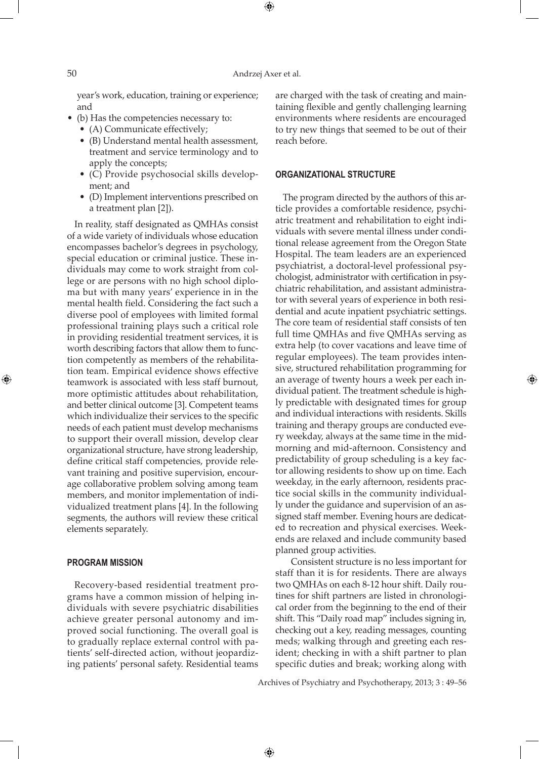year's work, education, training or experience; and

- (b) Has the competencies necessary to:
  - (A) Communicate effectively;
  - (B) Understand mental health assessment, treatment and service terminology and to apply the concepts;
  - (C) Provide psychosocial skills development; and
  - (D) Implement interventions prescribed on a treatment plan [2]).

In reality, staff designated as QMHAs consist of a wide variety of individuals whose education encompasses bachelor's degrees in psychology, special education or criminal justice. These individuals may come to work straight from college or are persons with no high school diploma but with many years' experience in in the mental health field. Considering the fact such a diverse pool of employees with limited formal professional training plays such a critical role in providing residential treatment services, it is worth describing factors that allow them to function competently as members of the rehabilitation team. Empirical evidence shows effective teamwork is associated with less staff burnout, more optimistic attitudes about rehabilitation, and better clinical outcome [3]. Competent teams which individualize their services to the specific needs of each patient must develop mechanisms to support their overall mission, develop clear organizational structure, have strong leadership, define critical staff competencies, provide relevant training and positive supervision, encourage collaborative problem solving among team members, and monitor implementation of individualized treatment plans [4]. In the following segments, the authors will review these critical elements separately.

## PROGRAM MISSION

Recovery-based residential treatment programs have a common mission of helping individuals with severe psychiatric disabilities achieve greater personal autonomy and improved social functioning. The overall goal is to gradually replace external control with patients' self-directed action, without jeopardizing patients' personal safety. Residential teams are charged with the task of creating and maintaining flexible and gently challenging learning environments where residents are encouraged to try new things that seemed to be out of their reach before.

## ORGANIZATIONAL STRUCTURE

The program directed by the authors of this article provides a comfortable residence, psychiatric treatment and rehabilitation to eight individuals with severe mental illness under conditional release agreement from the Oregon State Hospital. The team leaders are an experienced psychiatrist, a doctoral-level professional psychologist, administrator with certification in psychiatric rehabilitation, and assistant administrator with several years of experience in both residential and acute inpatient psychiatric settings. The core team of residential staff consists of ten full time QMHAs and five QMHAs serving as extra help (to cover vacations and leave time of regular employees). The team provides intensive, structured rehabilitation programming for an average of twenty hours a week per each individual patient. The treatment schedule is highly predictable with designated times for group and individual interactions with residents. Skills training and therapy groups are conducted every weekday, always at the same time in the mid-morning and mid-afternoon. Consistency and predictability of group scheduling is a key factor allowing residents to show up on time. Each weekday, in the early afternoon, residents practice social skills in the community individually under the guidance and supervision of an assigned staff member. Evening hours are dedicated to recreation and physical exercises. Weekends are relaxed and include community based planned group activities.

Consistent structure is no less important for staff than it is for residents. There are always two QMHAs on each 8-12 hour shift. Daily routines for shift partners are listed in chronological order from the beginning to the end of their shift. This "Daily road map" includes signing in, checking out a key, reading messages, counting meds; walking through and greeting each resident; checking in with a shift partner to plan specific duties and break; working along with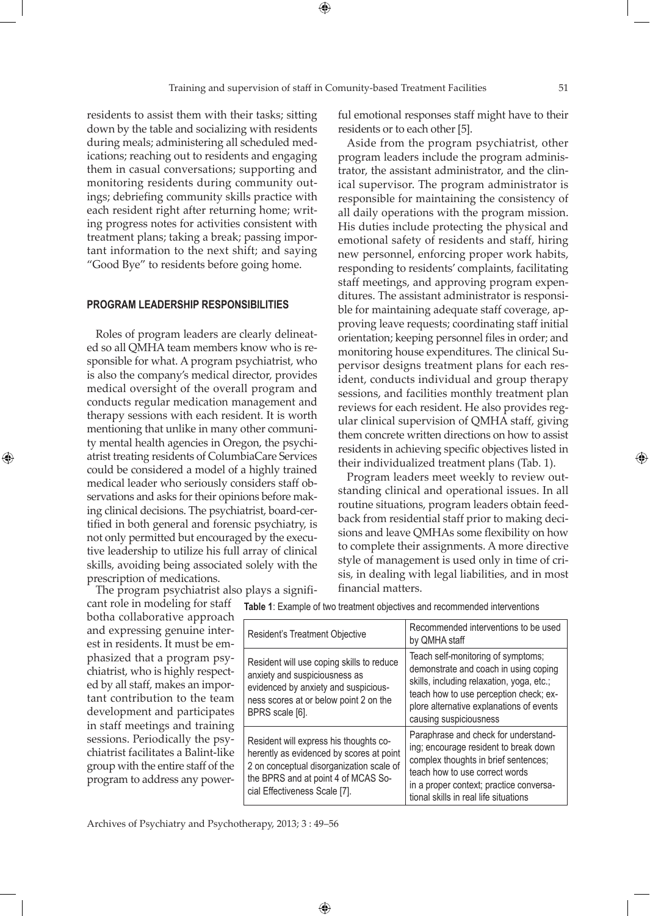residents to assist them with their tasks; sitting down by the table and socializing with residents during meals; administering all scheduled medications; reaching out to residents and engaging them in casual conversations; supporting and monitoring residents during community outings; debriefing community skills practice with each resident right after returning home; writing progress notes for activities consistent with treatment plans; taking a break; passing important information to the next shift; and saying "Good Bye" to residents before going home.

## PROGRAM LEADERSHIP RESPONSIBILITIES

Roles of program leaders are clearly delineated so all QMHA team members know who is responsible for what. A program psychiatrist, who is also the company's medical director, provides medical oversight of the overall program and conducts regular medication management and therapy sessions with each resident. It is worth mentioning that unlike in many other community mental health agencies in Oregon, the psychiatrist treating residents of ColumbiaCare Services could be considered a model of a highly trained medical leader who seriously considers staff observations and asks for their opinions before making clinical decisions. The psychiatrist, board-certified in both general and forensic psychiatry, is not only permitted but encouraged by the executive leadership to utilize his full array of clinical skills, avoiding being associated solely with the prescription of medications.

The program psychiatrist also plays a significant role in modeling for staff botha collaborative approach and expressing genuine interest in residents. It must be emphasized that a program psychiatrist, who is highly respected by all staff, makes an important contribution to the team development and participates in staff meetings and training sessions. Periodically the psychiatrist facilitates a Balint-like group with the entire staff of the program to address any powerful emotional responses staff might have to their residents or to each other [5].

Aside from the program psychiatrist, other program leaders include the program administrator, the assistant administrator, and the clinical supervisor. The program administrator is responsible for maintaining the consistency of all daily operations with the program mission. His duties include protecting the physical and emotional safety of residents and staff, hiring new personnel, enforcing proper work habits, responding to residents' complaints, facilitating staff meetings, and approving program expenditures. The assistant administrator is responsible for maintaining adequate staff coverage, approving leave requests; coordinating staff initial orientation; keeping personnel files in order; and monitoring house expenditures. The clinical Supervisor designs treatment plans for each resident, conducts individual and group therapy sessions, and facilities monthly treatment plan reviews for each resident. He also provides regular clinical supervision of QMHA staff, giving them concrete written directions on how to assist residents in achieving specific objectives listed in their individualized treatment plans (Tab. 1).

Program leaders meet weekly to review outstanding clinical and operational issues. In all routine situations, program leaders obtain feedback from residential staff prior to making decisions and leave QMHAs some flexibility on how to complete their assignments. A more directive style of management is used only in time of crisis, in dealing with legal liabilities, and in most financial matters.

**Table 1**: Example of two treatment objectives and recommended interventions

| Resident's Treatment Objective | Recommended interventions to be used by QMHA staff |
|---|---|
| Resident will use coping skills to reduce anxiety and suspiciousness as evidenced by anxiety and suspiciousness scores at or below point 2 on the BPRS scale [6]. | Teach self-monitoring of symptoms; demonstrate and coach in using coping skills, including relaxation, yoga, etc.; teach how to use perception check; explore alternative explanations of events causing suspiciousness |
| Resident will express his thoughts coherently as evidenced by scores at point 2 on conceptual disorganization scale of the BPRS and at point 4 of MCAS Social Effectiveness Scale [7]. | Paraphrase and check for understanding; encourage resident to break down complex thoughts in brief sentences; teach how to use correct words in a proper context; practice conversational skills in real life situations |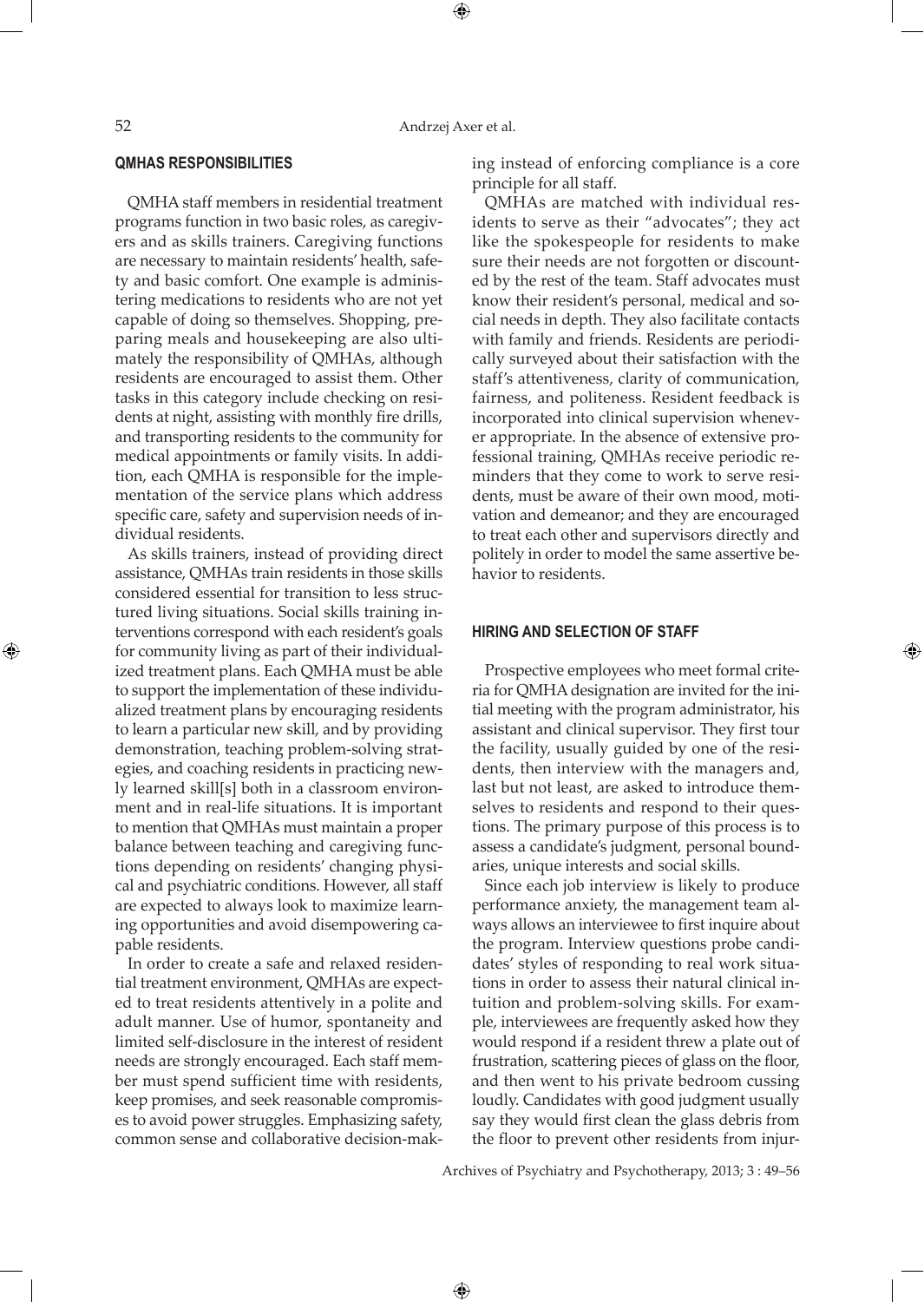## QMHAS RESPONSIBILITIES

QMHA staff members in residential treatment programs function in two basic roles, as caregivers and as skills trainers. Caregiving functions are necessary to maintain residents' health, safety and basic comfort. One example is administering medications to residents who are not yet capable of doing so themselves. Shopping, preparing meals and housekeeping are also ultimately the responsibility of QMHAs, although residents are encouraged to assist them. Other tasks in this category include checking on residents at night, assisting with monthly fire drills, and transporting residents to the community for medical appointments or family visits. In addition, each QMHA is responsible for the implementation of the service plans which address specific care, safety and supervision needs of individual residents.

As skills trainers, instead of providing direct assistance, QMHAs train residents in those skills considered essential for transition to less structured living situations. Social skills training interventions correspond with each resident's goals for community living as part of their individualized treatment plans. Each QMHA must be able to support the implementation of these individualized treatment plans by encouraging residents to learn a particular new skill, and by providing demonstration, teaching problem-solving strategies, and coaching residents in practicing newly learned skill[s] both in a classroom environment and in real-life situations. It is important to mention that QMHAs must maintain a proper balance between teaching and caregiving functions depending on residents' changing physical and psychiatric conditions. However, all staff are expected to always look to maximize learning opportunities and avoid disempowering capable residents.

In order to create a safe and relaxed residential treatment environment, QMHAs are expected to treat residents attentively in a polite and adult manner. Use of humor, spontaneity and limited self-disclosure in the interest of resident needs are strongly encouraged. Each staff member must spend sufficient time with residents, keep promises, and seek reasonable compromises to avoid power struggles. Emphasizing safety, common sense and collaborative decision-making instead of enforcing compliance is a core principle for all staff.

QMHAs are matched with individual residents to serve as their "advocates"; they act like the spokespeople for residents to make sure their needs are not forgotten or discounted by the rest of the team. Staff advocates must know their resident's personal, medical and social needs in depth. They also facilitate contacts with family and friends. Residents are periodically surveyed about their satisfaction with the staff's attentiveness, clarity of communication, fairness, and politeness. Resident feedback is incorporated into clinical supervision whenever appropriate. In the absence of extensive professional training, QMHAs receive periodic reminders that they come to work to serve residents, must be aware of their own mood, motivation and demeanor; and they are encouraged to treat each other and supervisors directly and politely in order to model the same assertive behavior to residents.

## HIRING AND SELECTION OF STAFF

Prospective employees who meet formal criteria for QMHA designation are invited for the initial meeting with the program administrator, his assistant and clinical supervisor. They first tour the facility, usually guided by one of the residents, then interview with the managers and, last but not least, are asked to introduce themselves to residents and respond to their questions. The primary purpose of this process is to assess a candidate's judgment, personal boundaries, unique interests and social skills.

Since each job interview is likely to produce performance anxiety, the management team always allows an interviewee to first inquire about the program. Interview questions probe candidates' styles of responding to real work situations in order to assess their natural clinical intuition and problem-solving skills. For example, interviewees are frequently asked how they would respond if a resident threw a plate out of frustration, scattering pieces of glass on the floor, and then went to his private bedroom cussing loudly. Candidates with good judgment usually say they would first clean the glass debris from the floor to prevent other residents from injur-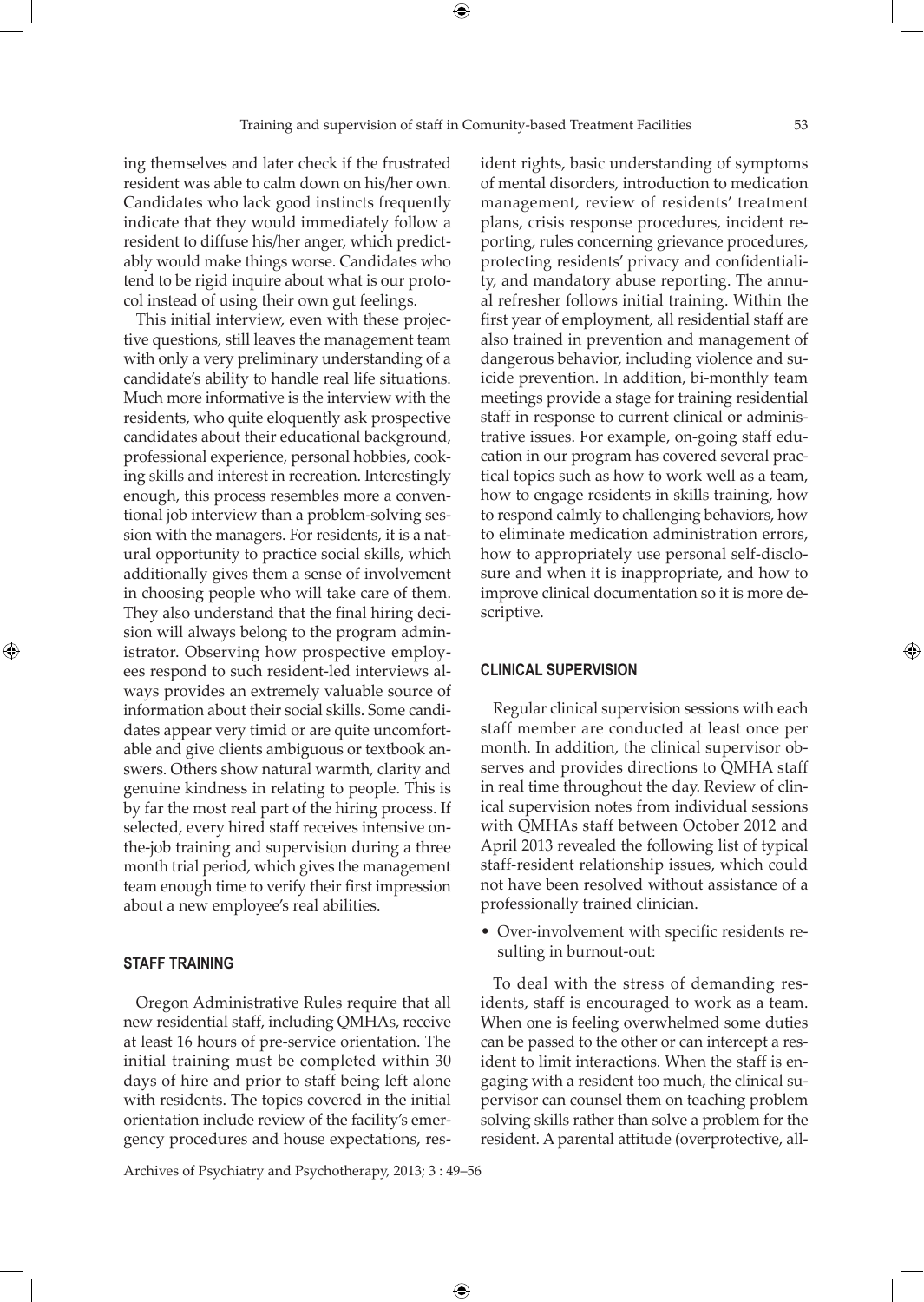ing themselves and later check if the frustrated resident was able to calm down on his/her own. Candidates who lack good instincts frequently indicate that they would immediately follow a resident to diffuse his/her anger, which predictably would make things worse. Candidates who tend to be rigid inquire about what is our protocol instead of using their own gut feelings.

This initial interview, even with these projective questions, still leaves the management team with only a very preliminary understanding of a candidate's ability to handle real life situations. Much more informative is the interview with the residents, who quite eloquently ask prospective candidates about their educational background, professional experience, personal hobbies, cooking skills and interest in recreation. Interestingly enough, this process resembles more a conventional job interview than a problem-solving session with the managers. For residents, it is a natural opportunity to practice social skills, which additionally gives them a sense of involvement in choosing people who will take care of them. They also understand that the final hiring decision will always belong to the program administrator. Observing how prospective employees respond to such resident-led interviews always provides an extremely valuable source of information about their social skills. Some candidates appear very timid or are quite uncomfortable and give clients ambiguous or textbook answers. Others show natural warmth, clarity and genuine kindness in relating to people. This is by far the most real part of the hiring process. If selected, every hired staff receives intensive on-the-job training and supervision during a three month trial period, which gives the management team enough time to verify their first impression about a new employee's real abilities.

## STAFF TRAINING

Oregon Administrative Rules require that all new residential staff, including QMHAs, receive at least 16 hours of pre-service orientation. The initial training must be completed within 30 days of hire and prior to staff being left alone with residents. The topics covered in the initial orientation include review of the facility's emergency procedures and house expectations, resident rights, basic understanding of symptoms of mental disorders, introduction to medication management, review of residents' treatment plans, crisis response procedures, incident reporting, rules concerning grievance procedures, protecting residents' privacy and confidentiality, and mandatory abuse reporting. The annual refresher follows initial training. Within the first year of employment, all residential staff are also trained in prevention and management of dangerous behavior, including violence and suicide prevention. In addition, bi-monthly team meetings provide a stage for training residential staff in response to current clinical or administrative issues. For example, on-going staff education in our program has covered several practical topics such as how to work well as a team, how to engage residents in skills training, how to respond calmly to challenging behaviors, how to eliminate medication administration errors, how to appropriately use personal self-disclosure and when it is inappropriate, and how to improve clinical documentation so it is more descriptive.

## CLINICAL SUPERVISION

Regular clinical supervision sessions with each staff member are conducted at least once per month. In addition, the clinical supervisor observes and provides directions to QMHA staff in real time throughout the day. Review of clinical supervision notes from individual sessions with QMHAs staff between October 2012 and April 2013 revealed the following list of typical staff-resident relationship issues, which could not have been resolved without assistance of a professionally trained clinician.

- Over-involvement with specific residents resulting in burnout-out:

To deal with the stress of demanding residents, staff is encouraged to work as a team. When one is feeling overwhelmed some duties can be passed to the other or can intercept a resident to limit interactions. When the staff is engaging with a resident too much, the clinical supervisor can counsel them on teaching problem solving skills rather than solve a problem for the resident. A parental attitude (overprotective, all-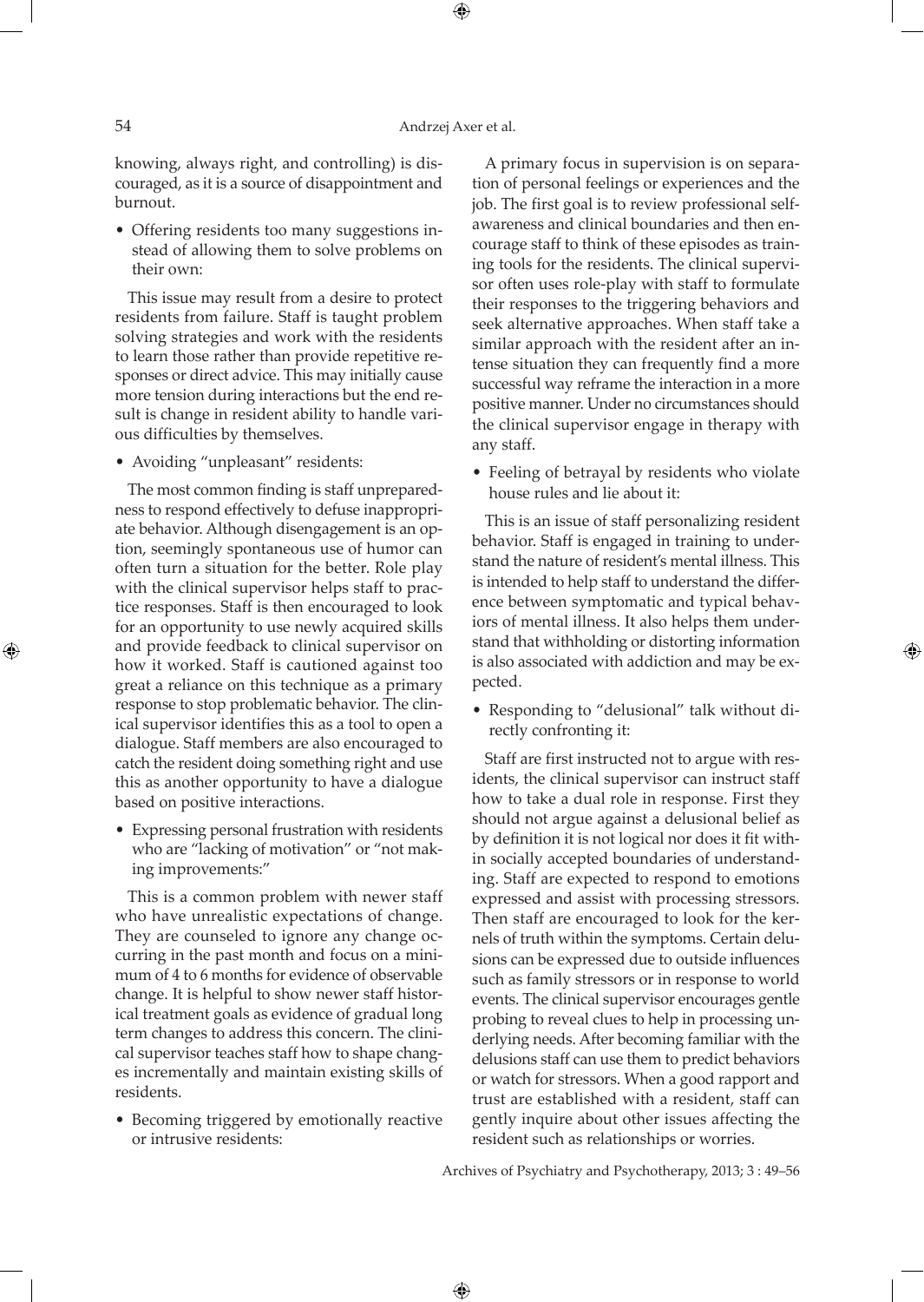knowing, always right, and controlling) is discouraged, as it is a source of disappointment and burnout.

- Offering residents too many suggestions instead of allowing them to solve problems on their own:

This issue may result from a desire to protect residents from failure. Staff is taught problem solving strategies and work with the residents to learn those rather than provide repetitive responses or direct advice. This may initially cause more tension during interactions but the end result is change in resident ability to handle various difficulties by themselves.

- Avoiding "unpleasant" residents:

The most common finding is staff unpreparedness to respond effectively to defuse inappropriate behavior. Although disengagement is an option, seemingly spontaneous use of humor can often turn a situation for the better. Role play with the clinical supervisor helps staff to practice responses. Staff is then encouraged to look for an opportunity to use newly acquired skills and provide feedback to clinical supervisor on how it worked. Staff is cautioned against too great a reliance on this technique as a primary response to stop problematic behavior. The clinical supervisor identifies this as a tool to open a dialogue. Staff members are also encouraged to catch the resident doing something right and use this as another opportunity to have a dialogue based on positive interactions.

- Expressing personal frustration with residents who are "lacking of motivation" or "not making improvements:"

This is a common problem with newer staff who have unrealistic expectations of change. They are counseled to ignore any change occurring in the past month and focus on a minimum of 4 to 6 months for evidence of observable change. It is helpful to show newer staff historical treatment goals as evidence of gradual long term changes to address this concern. The clinical supervisor teaches staff how to shape changes incrementally and maintain existing skills of residents.

- Becoming triggered by emotionally reactive or intrusive residents:

A primary focus in supervision is on separation of personal feelings or experiences and the job. The first goal is to review professional self-awareness and clinical boundaries and then encourage staff to think of these episodes as training tools for the residents. The clinical supervisor often uses role-play with staff to formulate their responses to the triggering behaviors and seek alternative approaches. When staff take a similar approach with the resident after an intense situation they can frequently find a more successful way reframe the interaction in a more positive manner. Under no circumstances should the clinical supervisor engage in therapy with any staff.

- Feeling of betrayal by residents who violate house rules and lie about it:

This is an issue of staff personalizing resident behavior. Staff is engaged in training to understand the nature of resident's mental illness. This is intended to help staff to understand the difference between symptomatic and typical behaviors of mental illness. It also helps them understand that withholding or distorting information is also associated with addiction and may be expected.

- Responding to "delusional" talk without directly confronting it:

Staff are first instructed not to argue with residents, the clinical supervisor can instruct staff how to take a dual role in response. First they should not argue against a delusional belief as by definition it is not logical nor does it fit within socially accepted boundaries of understanding. Staff are expected to respond to emotions expressed and assist with processing stressors. Then staff are encouraged to look for the kernels of truth within the symptoms. Certain delusions can be expressed due to outside influences such as family stressors or in response to world events. The clinical supervisor encourages gentle probing to reveal clues to help in processing underlying needs. After becoming familiar with the delusions staff can use them to predict behaviors or watch for stressors. When a good rapport and trust are established with a resident, staff can gently inquire about other issues affecting the resident such as relationships or worries.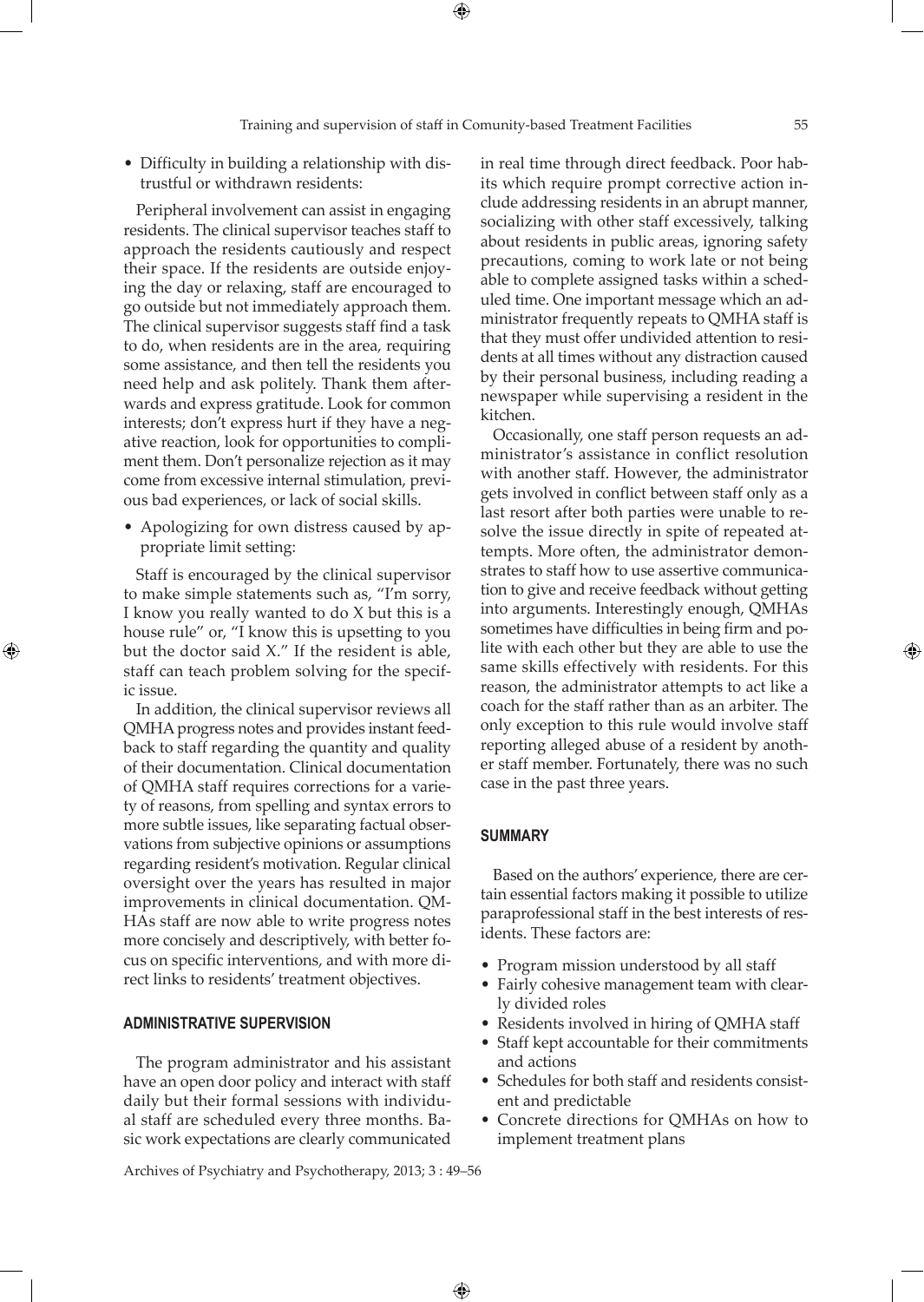- Difficulty in building a relationship with distrustful or withdrawn residents:

Peripheral involvement can assist in engaging residents. The clinical supervisor teaches staff to approach the residents cautiously and respect their space. If the residents are outside enjoying the day or relaxing, staff are encouraged to go outside but not immediately approach them. The clinical supervisor suggests staff find a task to do, when residents are in the area, requiring some assistance, and then tell the residents you need help and ask politely. Thank them afterwards and express gratitude. Look for common interests; don't express hurt if they have a negative reaction, look for opportunities to compliment them. Don't personalize rejection as it may come from excessive internal stimulation, previous bad experiences, or lack of social skills.

- Apologizing for own distress caused by appropriate limit setting:

Staff is encouraged by the clinical supervisor to make simple statements such as, "I'm sorry, I know you really wanted to do X but this is a house rule" or, "I know this is upsetting to you but the doctor said X." If the resident is able, staff can teach problem solving for the specific issue.

In addition, the clinical supervisor reviews all QMHA progress notes and provides instant feedback to staff regarding the quantity and quality of their documentation. Clinical documentation of QMHA staff requires corrections for a variety of reasons, from spelling and syntax errors to more subtle issues, like separating factual observations from subjective opinions or assumptions regarding resident's motivation. Regular clinical oversight over the years has resulted in major improvements in clinical documentation. QMHAs staff are now able to write progress notes more concisely and descriptively, with better focus on specific interventions, and with more direct links to residents' treatment objectives.

## ADMINISTRATIVE SUPERVISION

The program administrator and his assistant have an open door policy and interact with staff daily but their formal sessions with individual staff are scheduled every three months. Basic work expectations are clearly communicated in real time through direct feedback. Poor habits which require prompt corrective action include addressing residents in an abrupt manner, socializing with other staff excessively, talking about residents in public areas, ignoring safety precautions, coming to work late or not being able to complete assigned tasks within a scheduled time. One important message which an administrator frequently repeats to QMHA staff is that they must offer undivided attention to residents at all times without any distraction caused by their personal business, including reading a newspaper while supervising a resident in the kitchen.

Occasionally, one staff person requests an administrator's assistance in conflict resolution with another staff. However, the administrator gets involved in conflict between staff only as a last resort after both parties were unable to resolve the issue directly in spite of repeated attempts. More often, the administrator demonstrates to staff how to use assertive communication to give and receive feedback without getting into arguments. Interestingly enough, QMHAs sometimes have difficulties in being firm and polite with each other but they are able to use the same skills effectively with residents. For this reason, the administrator attempts to act like a coach for the staff rather than as an arbiter. The only exception to this rule would involve staff reporting alleged abuse of a resident by another staff member. Fortunately, there was no such case in the past three years.

## SUMMARY

Based on the authors' experience, there are certain essential factors making it possible to utilize paraprofessional staff in the best interests of residents. These factors are:

- Program mission understood by all staff
- Fairly cohesive management team with clearly divided roles
- Residents involved in hiring of QMHA staff
- Staff kept accountable for their commitments and actions
- Schedules for both staff and residents consistent and predictable
- Concrete directions for QMHAs on how to implement treatment plans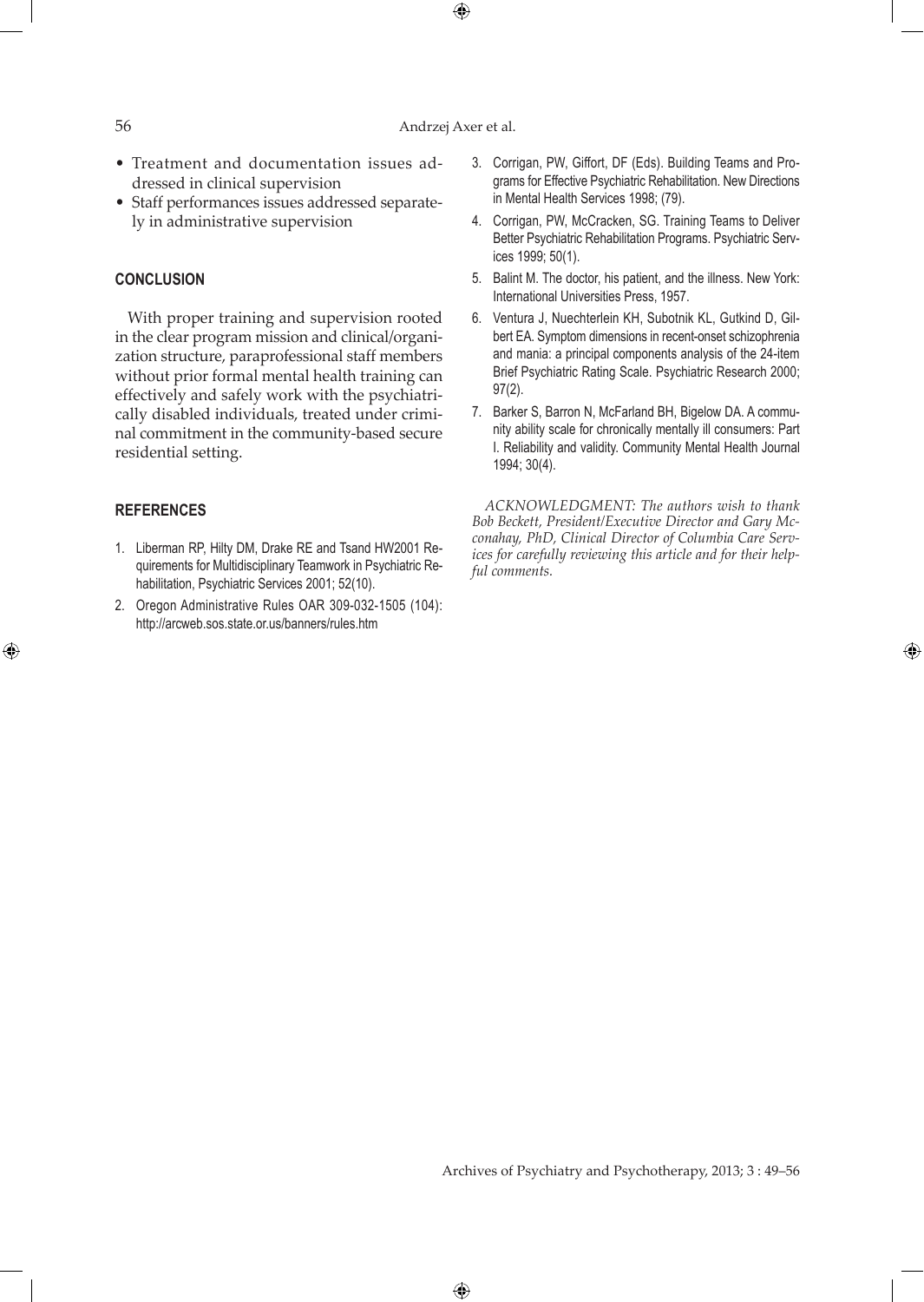- Treatment and documentation issues addressed in clinical supervision
- Staff performances issues addressed separately in administrative supervision

## CONCLUSION

With proper training and supervision rooted in the clear program mission and clinical/organization structure, paraprofessional staff members without prior formal mental health training can effectively and safely work with the psychiatrically disabled individuals, treated under criminal commitment in the community-based secure residential setting.

## REFERENCES

1. Liberman RP, Hilty DM, Drake RE and Tsand HW2001 Requirements for Multidisciplinary Teamwork in Psychiatric Rehabilitation, Psychiatric Services 2001; 52(10).
2. Oregon Administrative Rules OAR 309-032-1505 (104): http://arcweb.sos.state.or.us/banners/rules.htm
3. Corrigan, PW, Giffort, DF (Eds). Building Teams and Programs for Effective Psychiatric Rehabilitation. New Directions in Mental Health Services 1998; (79).
4. Corrigan, PW, McCracken, SG. Training Teams to Deliver Better Psychiatric Rehabilitation Programs. Psychiatric Services 1999; 50(1).
5. Balint M. The doctor, his patient, and the illness. New York: International Universities Press, 1957.
6. Ventura J, Nuechterlein KH, Subotnik KL, Gutkind D, Gilbert EA. Symptom dimensions in recent-onset schizophrenia and mania: a principal components analysis of the 24-item Brief Psychiatric Rating Scale. Psychiatric Research 2000; 97(2).
7. Barker S, Barron N, McFarland BH, Bigelow DA. A community ability scale for chronically mentally ill consumers: Part I. Reliability and validity. Community Mental Health Journal 1994; 30(4).

*ACKNOWLEDGMENT: The authors wish to thank Bob Beckett, President/Executive Director and Gary Mcconahay, PhD, Clinical Director of Columbia Care Services for carefully reviewing this article and for their helpful comments.*